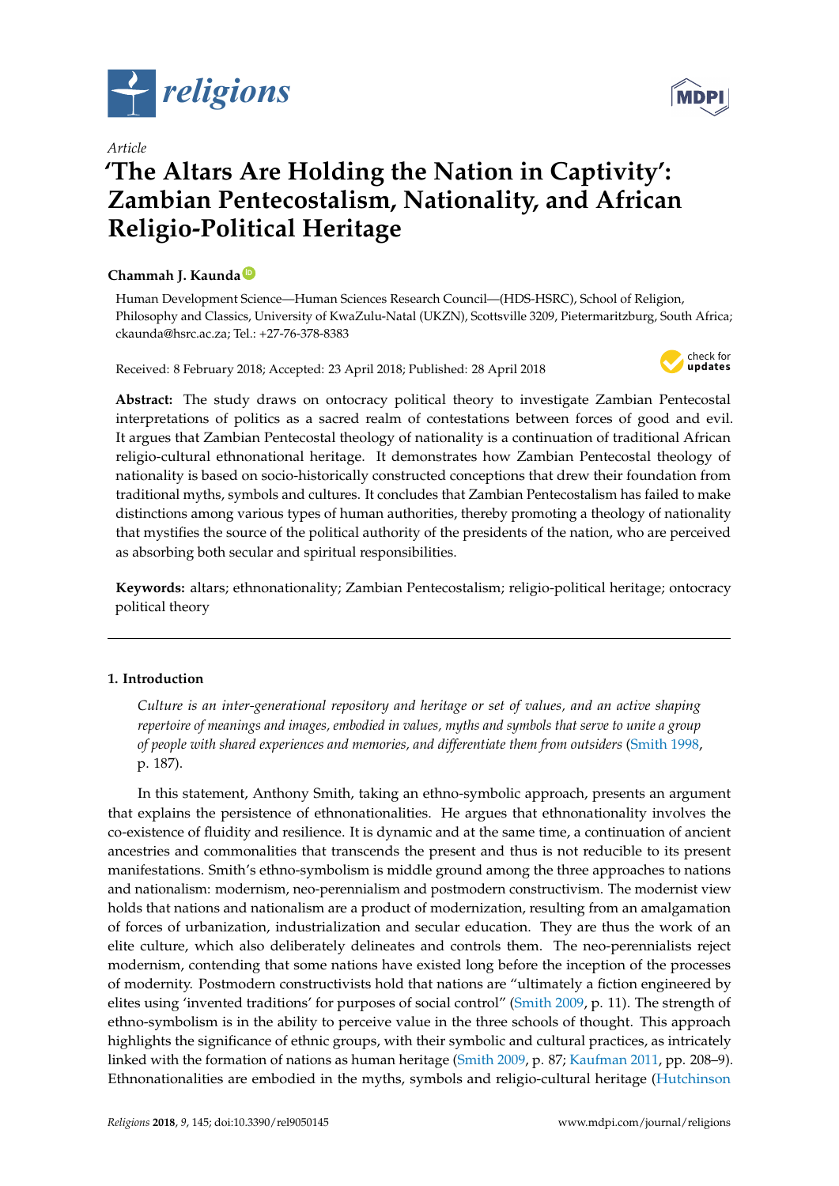*Article*

# 'The Altars Are Holding the Nation in Captivity': Zambian Pentecostalism, Nationality, and African Religio-Political Heritage

**Chammah J. Kaunda**

Human Development Science—Human Sciences Research Council—(HDS-HSRC), School of Religion, Philosophy and Classics, University of KwaZulu-Natal (UKZN), Scottsville 3209, Pietermaritzburg, South Africa; ckaunda@hsrc.ac.za; Tel.: +27-76-378-8383

Received: 8 February 2018; Accepted: 23 April 2018; Published: 28 April 2018

**Abstract:** The study draws on ontocracy political theory to investigate Zambian Pentecostal interpretations of politics as a sacred realm of contestations between forces of good and evil. It argues that Zambian Pentecostal theology of nationality is a continuation of traditional African religio-cultural ethnonational heritage. It demonstrates how Zambian Pentecostal theology of nationality is based on socio-historically constructed conceptions that drew their foundation from traditional myths, symbols and cultures. It concludes that Zambian Pentecostalism has failed to make distinctions among various types of human authorities, thereby promoting a theology of nationality that mystifies the source of the political authority of the presidents of the nation, who are perceived as absorbing both secular and spiritual responsibilities.

**Keywords:** altars; ethnonationality; Zambian Pentecostalism; religio-political heritage; ontocracy political theory

## 1. Introduction

> *Culture is an inter-generational repository and heritage or set of values, and an active shaping repertoire of meanings and images, embodied in values, myths and symbols that serve to unite a group of people with shared experiences and memories, and differentiate them from outsiders* (Smith 1998, p. 187).

In this statement, Anthony Smith, taking an ethno-symbolic approach, presents an argument that explains the persistence of ethnonationalities. He argues that ethnonationality involves the co-existence of fluidity and resilience. It is dynamic and at the same time, a continuation of ancient ancestries and commonalities that transcends the present and thus is not reducible to its present manifestations. Smith's ethno-symbolism is middle ground among the three approaches to nations and nationalism: modernism, neo-perennialism and postmodern constructivism. The modernist view holds that nations and nationalism are a product of modernization, resulting from an amalgamation of forces of urbanization, industrialization and secular education. They are thus the work of an elite culture, which also deliberately delineates and controls them. The neo-perennialists reject modernism, contending that some nations have existed long before the inception of the processes of modernity. Postmodern constructivists hold that nations are "ultimately a fiction engineered by elites using 'invented traditions' for purposes of social control" (Smith 2009, p. 11). The strength of ethno-symbolism is in the ability to perceive value in the three schools of thought. This approach highlights the significance of ethnic groups, with their symbolic and cultural practices, as intricately linked with the formation of nations as human heritage (Smith 2009, p. 87; Kaufman 2011, pp. 208–9). Ethnonationalities are embodied in the myths, symbols and religio-cultural heritage (Hutchinson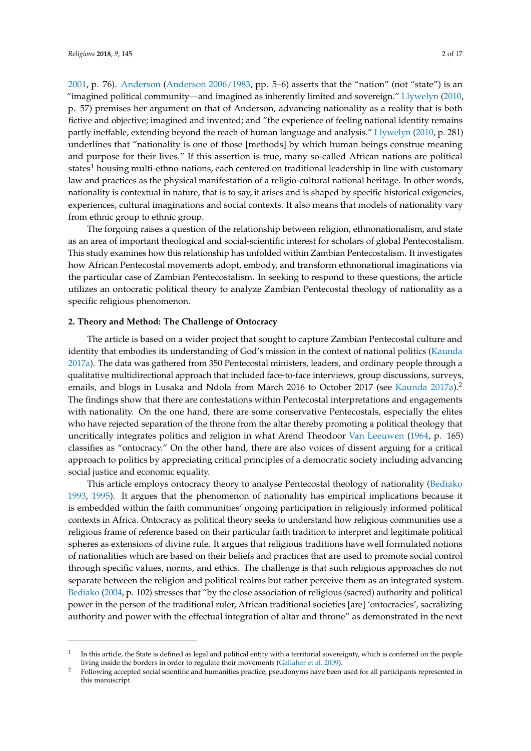2001, p. 76). Anderson (Anderson 2006/1983, pp. 5–6) asserts that the "nation" (not "state") is an "imagined political community—and imagined as inherently limited and sovereign." Llywelyn (2010, p. 57) premises her argument on that of Anderson, advancing nationality as a reality that is both fictive and objective; imagined and invented; and "the experience of feeling national identity remains partly ineffable, extending beyond the reach of human language and analysis." Llywelyn (2010, p. 281) underlines that "nationality is one of those [methods] by which human beings construe meaning and purpose for their lives." If this assertion is true, many so-called African nations are political states[1] housing multi-ethno-nations, each centered on traditional leadership in line with customary law and practices as the physical manifestation of a religio-cultural national heritage. In other words, nationality is contextual in nature, that is to say, it arises and is shaped by specific historical exigencies, experiences, cultural imaginations and social contexts. It also means that models of nationality vary from ethnic group to ethnic group.

The forgoing raises a question of the relationship between religion, ethnonationalism, and state as an area of important theological and social-scientific interest for scholars of global Pentecostalism. This study examines how this relationship has unfolded within Zambian Pentecostalism. It investigates how African Pentecostal movements adopt, embody, and transform ethnonational imaginations via the particular case of Zambian Pentecostalism. In seeking to respond to these questions, the article utilizes an ontocratic political theory to analyze Zambian Pentecostal theology of nationality as a specific religious phenomenon.

## 2. Theory and Method: The Challenge of Ontocracy

The article is based on a wider project that sought to capture Zambian Pentecostal culture and identity that embodies its understanding of God's mission in the context of national politics (Kaunda 2017a). The data was gathered from 350 Pentecostal ministers, leaders, and ordinary people through a qualitative multidirectional approach that included face-to-face interviews, group discussions, surveys, emails, and blogs in Lusaka and Ndola from March 2016 to October 2017 (see Kaunda 2017a).[2] The findings show that there are contestations within Pentecostal interpretations and engagements with nationality. On the one hand, there are some conservative Pentecostals, especially the elites who have rejected separation of the throne from the altar thereby promoting a political theology that uncritically integrates politics and religion in what Arend Theodoor Van Leeuwen (1964, p. 165) classifies as "ontocracy." On the other hand, there are also voices of dissent arguing for a critical approach to politics by appreciating critical principles of a democratic society including advancing social justice and economic equality.

This article employs ontocracy theory to analyse Pentecostal theology of nationality (Bediako 1993, 1995). It argues that the phenomenon of nationality has empirical implications because it is embedded within the faith communities' ongoing participation in religiously informed political contexts in Africa. Ontocracy as political theory seeks to understand how religious communities use a religious frame of reference based on their particular faith tradition to interpret and legitimate political spheres as extensions of divine rule. It argues that religious traditions have well formulated notions of nationalities which are based on their beliefs and practices that are used to promote social control through specific values, norms, and ethics. The challenge is that such religious approaches do not separate between the religion and political realms but rather perceive them as an integrated system. Bediako (2004, p. 102) stresses that "by the close association of religious (sacred) authority and political power in the person of the traditional ruler, African traditional societies [are] 'ontocracies', sacralizing authority and power with the effectual integration of altar and throne" as demonstrated in the next

[1] In this article, the State is defined as legal and political entity with a territorial sovereignty, which is conferred on the people living inside the borders in order to regulate their movements (Gallaher et al. 2009).

[2] Following accepted social scientific and humanities practice, pseudonyms have been used for all participants represented in this manuscript.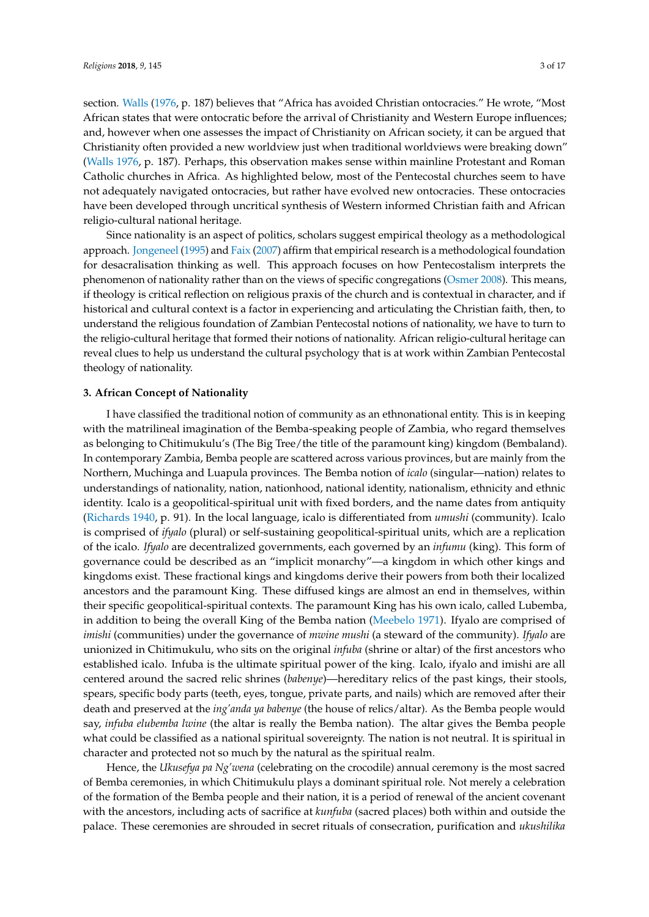section. Walls (1976, p. 187) believes that "Africa has avoided Christian ontocracies." He wrote, "Most African states that were ontocratic before the arrival of Christianity and Western Europe influences; and, however when one assesses the impact of Christianity on African society, it can be argued that Christianity often provided a new worldview just when traditional worldviews were breaking down" (Walls 1976, p. 187). Perhaps, this observation makes sense within mainline Protestant and Roman Catholic churches in Africa. As highlighted below, most of the Pentecostal churches seem to have not adequately navigated ontocracies, but rather have evolved new ontocracies. These ontocracies have been developed through uncritical synthesis of Western informed Christian faith and African religio-cultural national heritage.

Since nationality is an aspect of politics, scholars suggest empirical theology as a methodological approach. Jongeneel (1995) and Faix (2007) affirm that empirical research is a methodological foundation for desacralisation thinking as well. This approach focuses on how Pentecostalism interprets the phenomenon of nationality rather than on the views of specific congregations (Osmer 2008). This means, if theology is critical reflection on religious praxis of the church and is contextual in character, and if historical and cultural context is a factor in experiencing and articulating the Christian faith, then, to understand the religious foundation of Zambian Pentecostal notions of nationality, we have to turn to the religio-cultural heritage that formed their notions of nationality. African religio-cultural heritage can reveal clues to help us understand the cultural psychology that is at work within Zambian Pentecostal theology of nationality.

## 3. African Concept of Nationality

I have classified the traditional notion of community as an ethnonational entity. This is in keeping with the matrilineal imagination of the Bemba-speaking people of Zambia, who regard themselves as belonging to Chitimukulu's (The Big Tree/the title of the paramount king) kingdom (Bembaland). In contemporary Zambia, Bemba people are scattered across various provinces, but are mainly from the Northern, Muchinga and Luapula provinces. The Bemba notion of *icalo* (singular—nation) relates to understandings of nationality, nation, nationhood, national identity, nationalism, ethnicity and ethnic identity. Icalo is a geopolitical-spiritual unit with fixed borders, and the name dates from antiquity (Richards 1940, p. 91). In the local language, icalo is differentiated from *umushi* (community). Icalo is comprised of *ifyalo* (plural) or self-sustaining geopolitical-spiritual units, which are a replication of the icalo. *Ifyalo* are decentralized governments, each governed by an *infumu* (king). This form of governance could be described as an "implicit monarchy"—a kingdom in which other kings and kingdoms exist. These fractional kings and kingdoms derive their powers from both their localized ancestors and the paramount King. These diffused kings are almost an end in themselves, within their specific geopolitical-spiritual contexts. The paramount King has his own icalo, called Lubemba, in addition to being the overall King of the Bemba nation (Meebelo 1971). Ifyalo are comprised of *imishi* (communities) under the governance of *mwine mushi* (a steward of the community). *Ifyalo* are unionized in Chitimukulu, who sits on the original *infuba* (shrine or altar) of the first ancestors who established icalo. Infuba is the ultimate spiritual power of the king. Icalo, ifyalo and imishi are all centered around the sacred relic shrines (*babenye*)—hereditary relics of the past kings, their stools, spears, specific body parts (teeth, eyes, tongue, private parts, and nails) which are removed after their death and preserved at the *ing'anda ya babenye* (the house of relics/altar). As the Bemba people would say, *infuba elubemba lwine* (the altar is really the Bemba nation). The altar gives the Bemba people what could be classified as a national spiritual sovereignty. The nation is not neutral. It is spiritual in character and protected not so much by the natural as the spiritual realm.

Hence, the *Ukusefya pa Ng'wena* (celebrating on the crocodile) annual ceremony is the most sacred of Bemba ceremonies, in which Chitimukulu plays a dominant spiritual role. Not merely a celebration of the formation of the Bemba people and their nation, it is a period of renewal of the ancient covenant with the ancestors, including acts of sacrifice at *kunfuba* (sacred places) both within and outside the palace. These ceremonies are shrouded in secret rituals of consecration, purification and *ukushilika*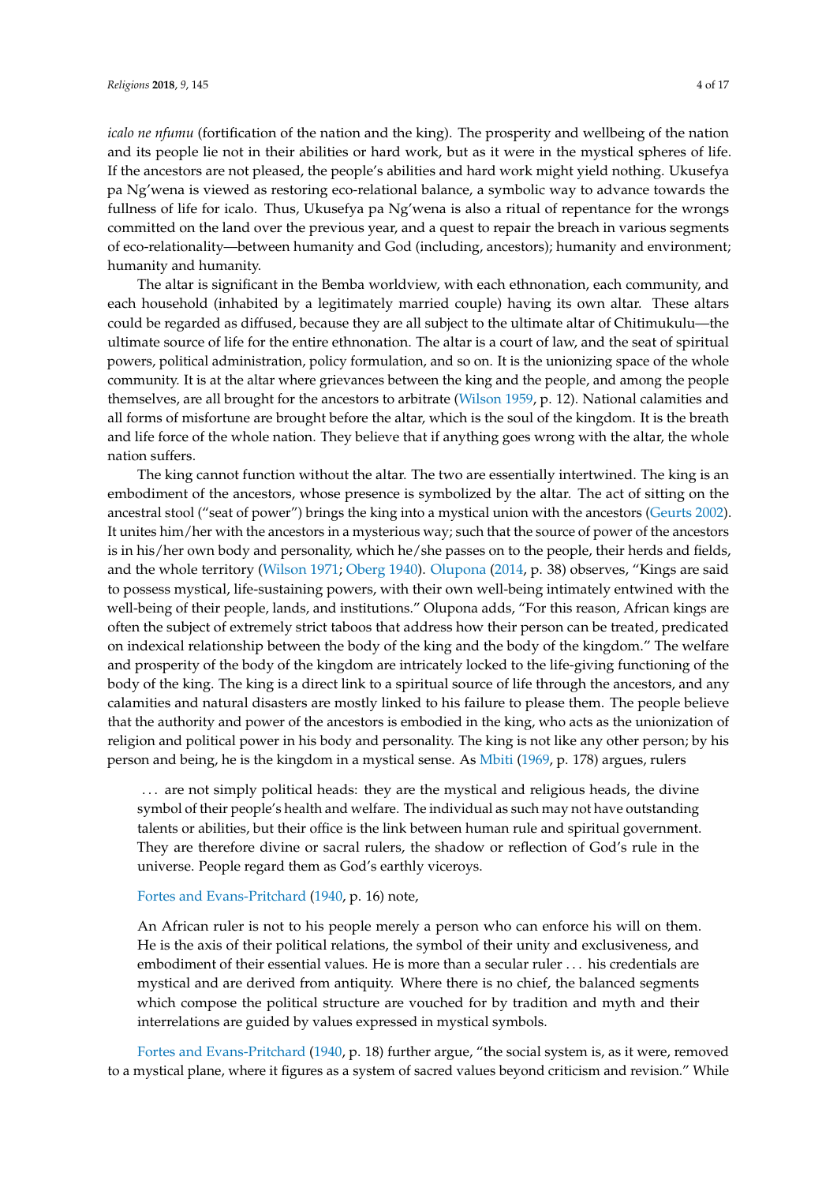*icalo ne nfumu* (fortification of the nation and the king). The prosperity and wellbeing of the nation and its people lie not in their abilities or hard work, but as it were in the mystical spheres of life. If the ancestors are not pleased, the people's abilities and hard work might yield nothing. Ukusefya pa Ng'wena is viewed as restoring eco-relational balance, a symbolic way to advance towards the fullness of life for icalo. Thus, Ukusefya pa Ng'wena is also a ritual of repentance for the wrongs committed on the land over the previous year, and a quest to repair the breach in various segments of eco-relationality—between humanity and God (including, ancestors); humanity and environment; humanity and humanity.

The altar is significant in the Bemba worldview, with each ethnonation, each community, and each household (inhabited by a legitimately married couple) having its own altar. These altars could be regarded as diffused, because they are all subject to the ultimate altar of Chitimukulu—the ultimate source of life for the entire ethnonation. The altar is a court of law, and the seat of spiritual powers, political administration, policy formulation, and so on. It is the unionizing space of the whole community. It is at the altar where grievances between the king and the people, and among the people themselves, are all brought for the ancestors to arbitrate (Wilson 1959, p. 12). National calamities and all forms of misfortune are brought before the altar, which is the soul of the kingdom. It is the breath and life force of the whole nation. They believe that if anything goes wrong with the altar, the whole nation suffers.

The king cannot function without the altar. The two are essentially intertwined. The king is an embodiment of the ancestors, whose presence is symbolized by the altar. The act of sitting on the ancestral stool ("seat of power") brings the king into a mystical union with the ancestors (Geurts 2002). It unites him/her with the ancestors in a mysterious way; such that the source of power of the ancestors is in his/her own body and personality, which he/she passes on to the people, their herds and fields, and the whole territory (Wilson 1971; Oberg 1940). Olupona (2014, p. 38) observes, "Kings are said to possess mystical, life-sustaining powers, with their own well-being intimately entwined with the well-being of their people, lands, and institutions." Olupona adds, "For this reason, African kings are often the subject of extremely strict taboos that address how their person can be treated, predicated on indexical relationship between the body of the king and the body of the kingdom." The welfare and prosperity of the body of the kingdom are intricately locked to the life-giving functioning of the body of the king. The king is a direct link to a spiritual source of life through the ancestors, and any calamities and natural disasters are mostly linked to his failure to please them. The people believe that the authority and power of the ancestors is embodied in the king, who acts as the unionization of religion and political power in his body and personality. The king is not like any other person; by his person and being, he is the kingdom in a mystical sense. As Mbiti (1969, p. 178) argues, rulers

> ... are not simply political heads: they are the mystical and religious heads, the divine symbol of their people's health and welfare. The individual as such may not have outstanding talents or abilities, but their office is the link between human rule and spiritual government. They are therefore divine or sacral rulers, the shadow or reflection of God's rule in the universe. People regard them as God's earthly viceroys.

Fortes and Evans-Pritchard (1940, p. 16) note,

> An African ruler is not to his people merely a person who can enforce his will on them. He is the axis of their political relations, the symbol of their unity and exclusiveness, and embodiment of their essential values. He is more than a secular ruler ... his credentials are mystical and are derived from antiquity. Where there is no chief, the balanced segments which compose the political structure are vouched for by tradition and myth and their interrelations are guided by values expressed in mystical symbols.

Fortes and Evans-Pritchard (1940, p. 18) further argue, "the social system is, as it were, removed to a mystical plane, where it figures as a system of sacred values beyond criticism and revision." While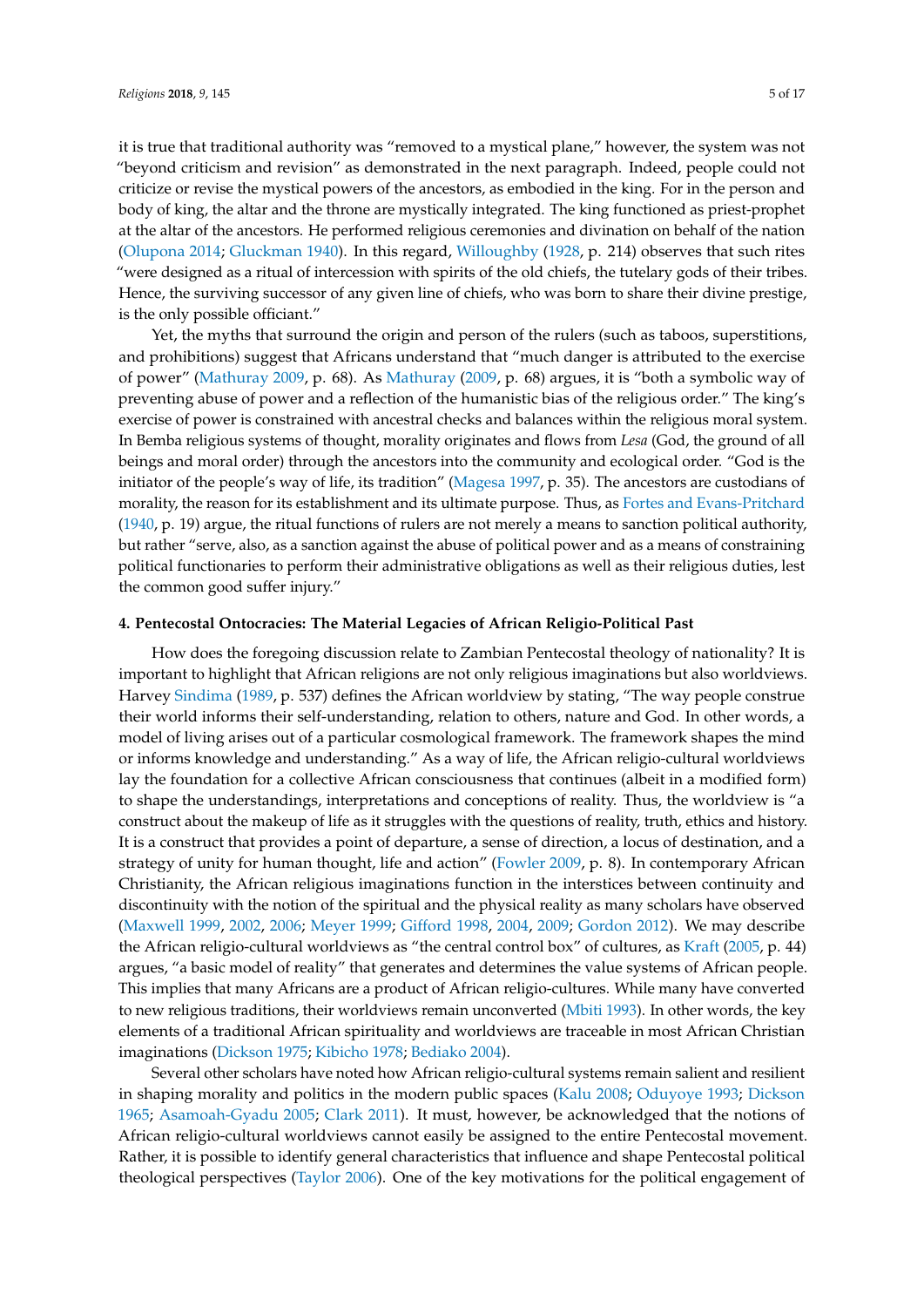it is true that traditional authority was "removed to a mystical plane," however, the system was not "beyond criticism and revision" as demonstrated in the next paragraph. Indeed, people could not criticize or revise the mystical powers of the ancestors, as embodied in the king. For in the person and body of king, the altar and the throne are mystically integrated. The king functioned as priest-prophet at the altar of the ancestors. He performed religious ceremonies and divination on behalf of the nation (Olupona 2014; Gluckman 1940). In this regard, Willoughby (1928, p. 214) observes that such rites "were designed as a ritual of intercession with spirits of the old chiefs, the tutelary gods of their tribes. Hence, the surviving successor of any given line of chiefs, who was born to share their divine prestige, is the only possible officiant."

Yet, the myths that surround the origin and person of the rulers (such as taboos, superstitions, and prohibitions) suggest that Africans understand that "much danger is attributed to the exercise of power" (Mathuray 2009, p. 68). As Mathuray (2009, p. 68) argues, it is "both a symbolic way of preventing abuse of power and a reflection of the humanistic bias of the religious order." The king's exercise of power is constrained with ancestral checks and balances within the religious moral system. In Bemba religious systems of thought, morality originates and flows from *Lesa* (God, the ground of all beings and moral order) through the ancestors into the community and ecological order. "God is the initiator of the people's way of life, its tradition" (Magesa 1997, p. 35). The ancestors are custodians of morality, the reason for its establishment and its ultimate purpose. Thus, as Fortes and Evans-Pritchard (1940, p. 19) argue, the ritual functions of rulers are not merely a means to sanction political authority, but rather "serve, also, as a sanction against the abuse of political power and as a means of constraining political functionaries to perform their administrative obligations as well as their religious duties, lest the common good suffer injury."

#### 4. Pentecostal Ontocracies: The Material Legacies of African Religio-Political Past

How does the foregoing discussion relate to Zambian Pentecostal theology of nationality? It is important to highlight that African religions are not only religious imaginations but also worldviews. Harvey Sindima (1989, p. 537) defines the African worldview by stating, "The way people construe their world informs their self-understanding, relation to others, nature and God. In other words, a model of living arises out of a particular cosmological framework. The framework shapes the mind or informs knowledge and understanding." As a way of life, the African religio-cultural worldviews lay the foundation for a collective African consciousness that continues (albeit in a modified form) to shape the understandings, interpretations and conceptions of reality. Thus, the worldview is "a construct about the makeup of life as it struggles with the questions of reality, truth, ethics and history. It is a construct that provides a point of departure, a sense of direction, a locus of destination, and a strategy of unity for human thought, life and action" (Fowler 2009, p. 8). In contemporary African Christianity, the African religious imaginations function in the interstices between continuity and discontinuity with the notion of the spiritual and the physical reality as many scholars have observed (Maxwell 1999, 2002, 2006; Meyer 1999; Gifford 1998, 2004, 2009; Gordon 2012). We may describe the African religio-cultural worldviews as "the central control box" of cultures, as Kraft (2005, p. 44) argues, "a basic model of reality" that generates and determines the value systems of African people. This implies that many Africans are a product of African religio-cultures. While many have converted to new religious traditions, their worldviews remain unconverted (Mbiti 1993). In other words, the key elements of a traditional African spirituality and worldviews are traceable in most African Christian imaginations (Dickson 1975; Kibicho 1978; Bediako 2004).

Several other scholars have noted how African religio-cultural systems remain salient and resilient in shaping morality and politics in the modern public spaces (Kalu 2008; Oduyoye 1993; Dickson 1965; Asamoah-Gyadu 2005; Clark 2011). It must, however, be acknowledged that the notions of African religio-cultural worldviews cannot easily be assigned to the entire Pentecostal movement. Rather, it is possible to identify general characteristics that influence and shape Pentecostal political theological perspectives (Taylor 2006). One of the key motivations for the political engagement of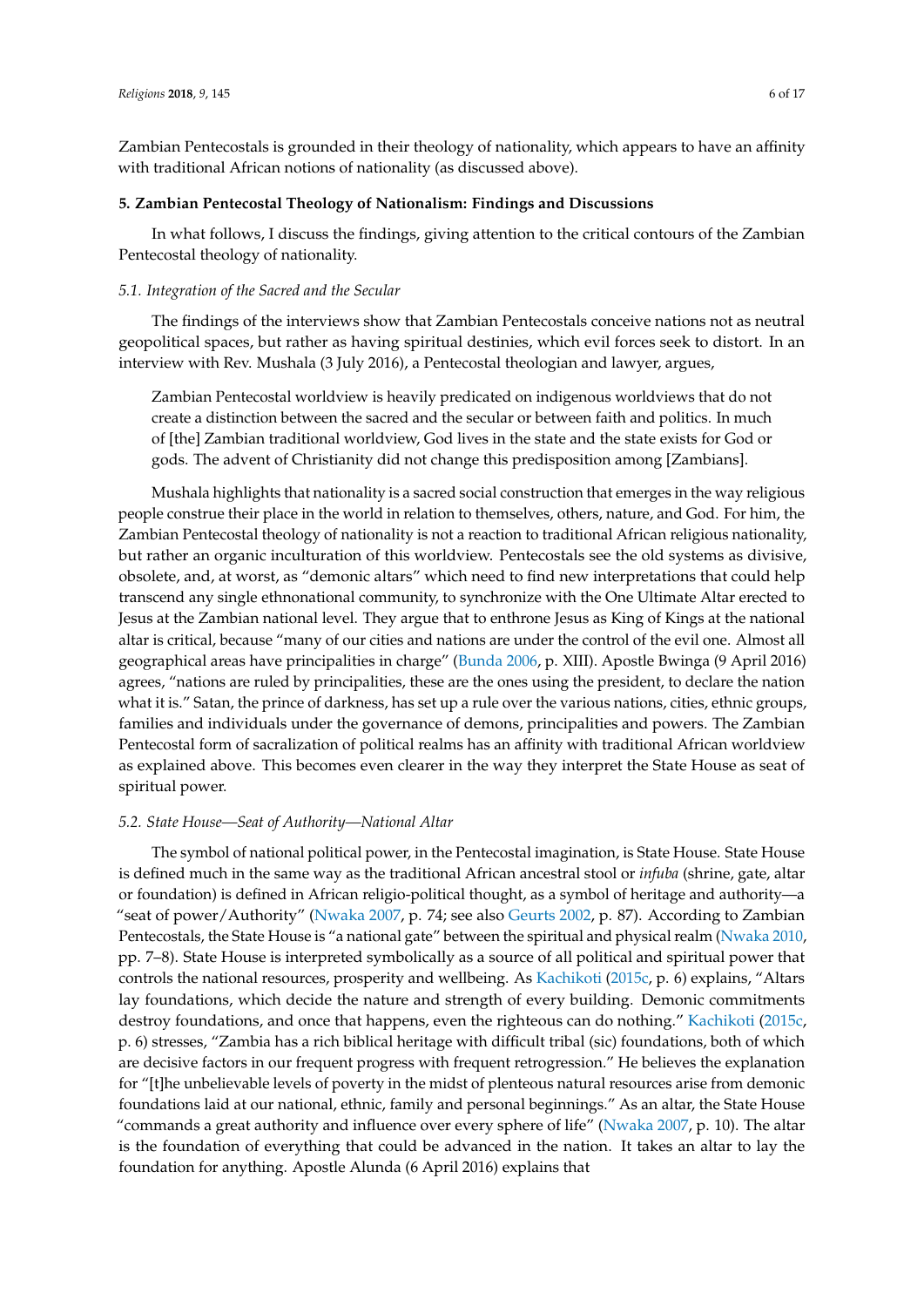Zambian Pentecostals is grounded in their theology of nationality, which appears to have an affinity with traditional African notions of nationality (as discussed above).

## 5. Zambian Pentecostal Theology of Nationalism: Findings and Discussions

In what follows, I discuss the findings, giving attention to the critical contours of the Zambian Pentecostal theology of nationality.

### *5.1. Integration of the Sacred and the Secular*

The findings of the interviews show that Zambian Pentecostals conceive nations not as neutral geopolitical spaces, but rather as having spiritual destinies, which evil forces seek to distort. In an interview with Rev. Mushala (3 July 2016), a Pentecostal theologian and lawyer, argues,

> Zambian Pentecostal worldview is heavily predicated on indigenous worldviews that do not create a distinction between the sacred and the secular or between faith and politics. In much of [the] Zambian traditional worldview, God lives in the state and the state exists for God or gods. The advent of Christianity did not change this predisposition among [Zambians].

Mushala highlights that nationality is a sacred social construction that emerges in the way religious people construe their place in the world in relation to themselves, others, nature, and God. For him, the Zambian Pentecostal theology of nationality is not a reaction to traditional African religious nationality, but rather an organic inculturation of this worldview. Pentecostals see the old systems as divisive, obsolete, and, at worst, as "demonic altars" which need to find new interpretations that could help transcend any single ethnonational community, to synchronize with the One Ultimate Altar erected to Jesus at the Zambian national level. They argue that to enthrone Jesus as King of Kings at the national altar is critical, because "many of our cities and nations are under the control of the evil one. Almost all geographical areas have principalities in charge" (Bunda 2006, p. XIII). Apostle Bwinga (9 April 2016) agrees, "nations are ruled by principalities, these are the ones using the president, to declare the nation what it is." Satan, the prince of darkness, has set up a rule over the various nations, cities, ethnic groups, families and individuals under the governance of demons, principalities and powers. The Zambian Pentecostal form of sacralization of political realms has an affinity with traditional African worldview as explained above. This becomes even clearer in the way they interpret the State House as seat of spiritual power.

### *5.2. State House—Seat of Authority—National Altar*

The symbol of national political power, in the Pentecostal imagination, is State House. State House is defined much in the same way as the traditional African ancestral stool or *infuba* (shrine, gate, altar or foundation) is defined in African religio-political thought, as a symbol of heritage and authority—a "seat of power/Authority" (Nwaka 2007, p. 74; see also Geurts 2002, p. 87). According to Zambian Pentecostals, the State House is "a national gate" between the spiritual and physical realm (Nwaka 2010, pp. 7–8). State House is interpreted symbolically as a source of all political and spiritual power that controls the national resources, prosperity and wellbeing. As Kachikoti (2015c, p. 6) explains, "Altars lay foundations, which decide the nature and strength of every building. Demonic commitments destroy foundations, and once that happens, even the righteous can do nothing." Kachikoti (2015c, p. 6) stresses, "Zambia has a rich biblical heritage with difficult tribal (sic) foundations, both of which are decisive factors in our frequent progress with frequent retrogression." He believes the explanation for "[t]he unbelievable levels of poverty in the midst of plenteous natural resources arise from demonic foundations laid at our national, ethnic, family and personal beginnings." As an altar, the State House "commands a great authority and influence over every sphere of life" (Nwaka 2007, p. 10). The altar is the foundation of everything that could be advanced in the nation. It takes an altar to lay the foundation for anything. Apostle Alunda (6 April 2016) explains that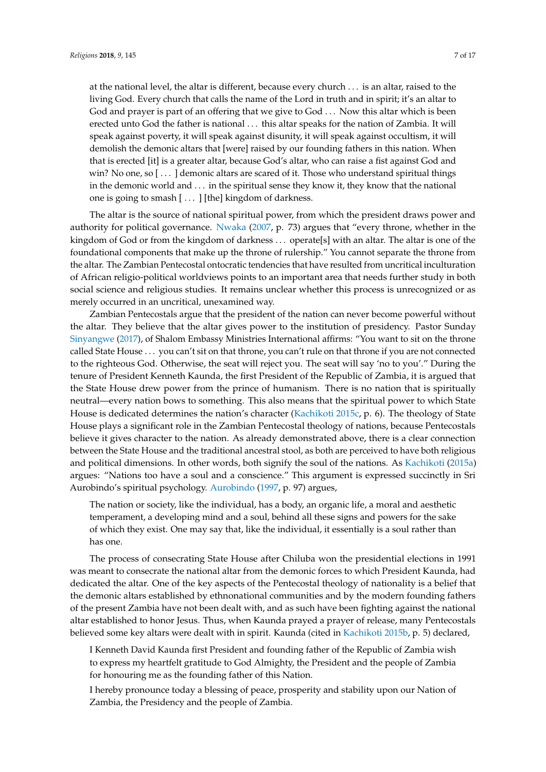> at the national level, the altar is different, because every church . . . is an altar, raised to the living God. Every church that calls the name of the Lord in truth and in spirit; it's an altar to God and prayer is part of an offering that we give to God . . . Now this altar which is been erected unto God the father is national . . . this altar speaks for the nation of Zambia. It will speak against poverty, it will speak against disunity, it will speak against occultism, it will demolish the demonic altars that [were] raised by our founding fathers in this nation. When that is erected [it] is a greater altar, because God's altar, who can raise a fist against God and win? No one, so [ . . . ] demonic altars are scared of it. Those who understand spiritual things in the demonic world and . . . in the spiritual sense they know it, they know that the national one is going to smash [ . . . ] [the] kingdom of darkness.

The altar is the source of national spiritual power, from which the president draws power and authority for political governance. Nwaka (2007, p. 73) argues that "every throne, whether in the kingdom of God or from the kingdom of darkness . . . operate[s] with an altar. The altar is one of the foundational components that make up the throne of rulership." You cannot separate the throne from the altar. The Zambian Pentecostal ontocratic tendencies that have resulted from uncritical inculturation of African religio-political worldviews points to an important area that needs further study in both social science and religious studies. It remains unclear whether this process is unrecognized or as merely occurred in an uncritical, unexamined way.

Zambian Pentecostals argue that the president of the nation can never become powerful without the altar. They believe that the altar gives power to the institution of presidency. Pastor Sunday Sinyangwe (2017), of Shalom Embassy Ministries International affirms: "You want to sit on the throne called State House . . . you can't sit on that throne, you can't rule on that throne if you are not connected to the righteous God. Otherwise, the seat will reject you. The seat will say 'no to you'." During the tenure of President Kenneth Kaunda, the first President of the Republic of Zambia, it is argued that the State House drew power from the prince of humanism. There is no nation that is spiritually neutral—every nation bows to something. This also means that the spiritual power to which State House is dedicated determines the nation's character (Kachikoti 2015c, p. 6). The theology of State House plays a significant role in the Zambian Pentecostal theology of nations, because Pentecostals believe it gives character to the nation. As already demonstrated above, there is a clear connection between the State House and the traditional ancestral stool, as both are perceived to have both religious and political dimensions. In other words, both signify the soul of the nations. As Kachikoti (2015a) argues: "Nations too have a soul and a conscience." This argument is expressed succinctly in Sri Aurobindo's spiritual psychology. Aurobindo (1997, p. 97) argues,

> The nation or society, like the individual, has a body, an organic life, a moral and aesthetic temperament, a developing mind and a soul, behind all these signs and powers for the sake of which they exist. One may say that, like the individual, it essentially is a soul rather than has one.

The process of consecrating State House after Chiluba won the presidential elections in 1991 was meant to consecrate the national altar from the demonic forces to which President Kaunda, had dedicated the altar. One of the key aspects of the Pentecostal theology of nationality is a belief that the demonic altars established by ethnonational communities and by the modern founding fathers of the present Zambia have not been dealt with, and as such have been fighting against the national altar established to honor Jesus. Thus, when Kaunda prayed a prayer of release, many Pentecostals believed some key altars were dealt with in spirit. Kaunda (cited in Kachikoti 2015b, p. 5) declared,

> I Kenneth David Kaunda first President and founding father of the Republic of Zambia wish to express my heartfelt gratitude to God Almighty, the President and the people of Zambia for honouring me as the founding father of this Nation.
>
> I hereby pronounce today a blessing of peace, prosperity and stability upon our Nation of Zambia, the Presidency and the people of Zambia.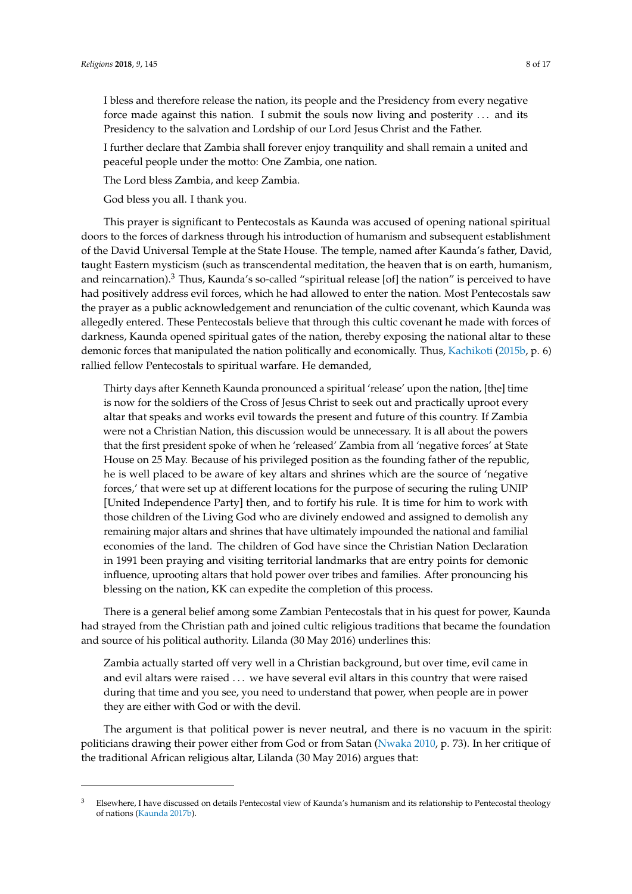> I bless and therefore release the nation, its people and the Presidency from every negative force made against this nation. I submit the souls now living and posterity . . . and its Presidency to the salvation and Lordship of our Lord Jesus Christ and the Father.
>
> I further declare that Zambia shall forever enjoy tranquility and shall remain a united and peaceful people under the motto: One Zambia, one nation.
>
> The Lord bless Zambia, and keep Zambia.
>
> God bless you all. I thank you.

This prayer is significant to Pentecostals as Kaunda was accused of opening national spiritual doors to the forces of darkness through his introduction of humanism and subsequent establishment of the David Universal Temple at the State House. The temple, named after Kaunda's father, David, taught Eastern mysticism (such as transcendental meditation, the heaven that is on earth, humanism, and reincarnation).[3] Thus, Kaunda's so-called "spiritual release [of] the nation" is perceived to have had positively address evil forces, which he had allowed to enter the nation. Most Pentecostals saw the prayer as a public acknowledgement and renunciation of the cultic covenant, which Kaunda was allegedly entered. These Pentecostals believe that through this cultic covenant he made with forces of darkness, Kaunda opened spiritual gates of the nation, thereby exposing the national altar to these demonic forces that manipulated the nation politically and economically. Thus, Kachikoti (2015b, p. 6) rallied fellow Pentecostals to spiritual warfare. He demanded,

> Thirty days after Kenneth Kaunda pronounced a spiritual 'release' upon the nation, [the] time is now for the soldiers of the Cross of Jesus Christ to seek out and practically uproot every altar that speaks and works evil towards the present and future of this country. If Zambia were not a Christian Nation, this discussion would be unnecessary. It is all about the powers that the first president spoke of when he 'released' Zambia from all 'negative forces' at State House on 25 May. Because of his privileged position as the founding father of the republic, he is well placed to be aware of key altars and shrines which are the source of 'negative forces,' that were set up at different locations for the purpose of securing the ruling UNIP [United Independence Party] then, and to fortify his rule. It is time for him to work with those children of the Living God who are divinely endowed and assigned to demolish any remaining major altars and shrines that have ultimately impounded the national and familial economies of the land. The children of God have since the Christian Nation Declaration in 1991 been praying and visiting territorial landmarks that are entry points for demonic influence, uprooting altars that hold power over tribes and families. After pronouncing his blessing on the nation, KK can expedite the completion of this process.

There is a general belief among some Zambian Pentecostals that in his quest for power, Kaunda had strayed from the Christian path and joined cultic religious traditions that became the foundation and source of his political authority. Lilanda (30 May 2016) underlines this:

> Zambia actually started off very well in a Christian background, but over time, evil came in and evil altars were raised . . . we have several evil altars in this country that were raised during that time and you see, you need to understand that power, when people are in power they are either with God or with the devil.

The argument is that political power is never neutral, and there is no vacuum in the spirit: politicians drawing their power either from God or from Satan (Nwaka 2010, p. 73). In her critique of the traditional African religious altar, Lilanda (30 May 2016) argues that:

---

[3] Elsewhere, I have discussed on details Pentecostal view of Kaunda's humanism and its relationship to Pentecostal theology of nations (Kaunda 2017b).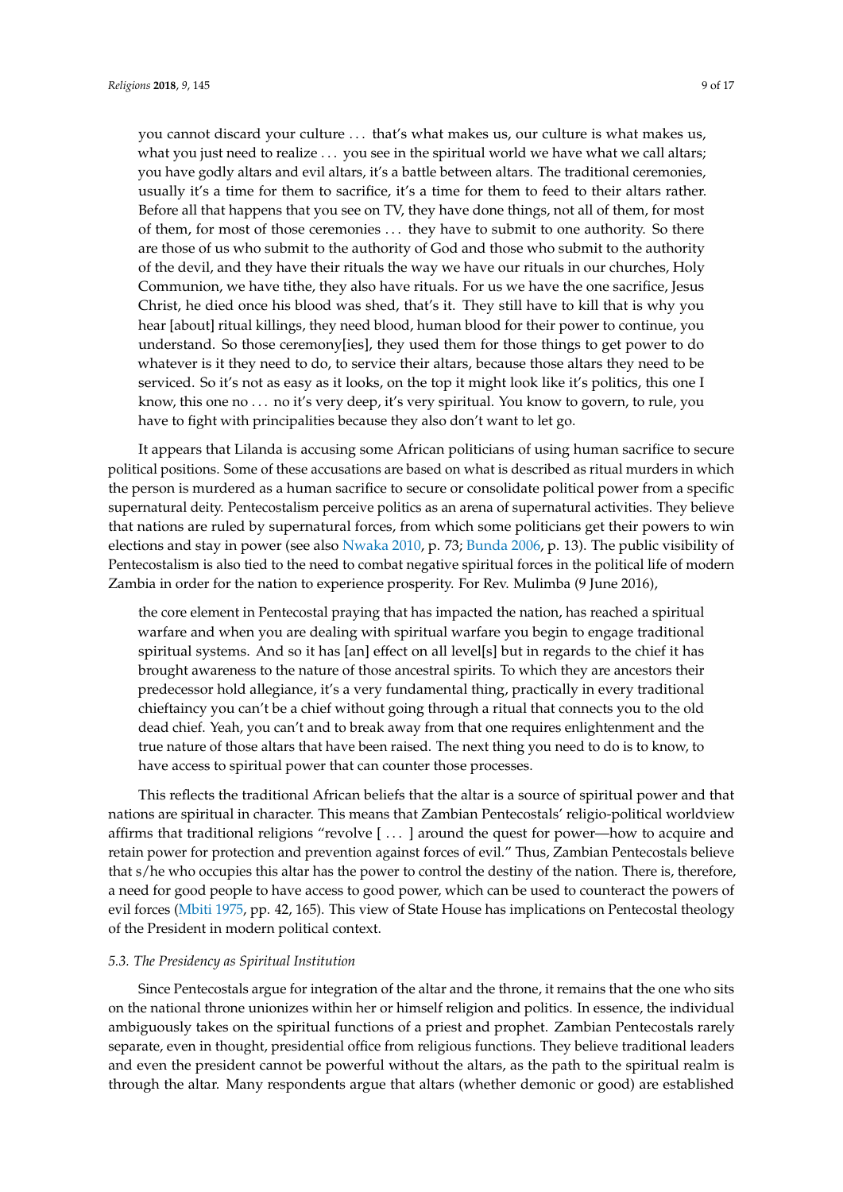> you cannot discard your culture ... that's what makes us, our culture is what makes us, what you just need to realize ... you see in the spiritual world we have what we call altars; you have godly altars and evil altars, it's a battle between altars. The traditional ceremonies, usually it's a time for them to sacrifice, it's a time for them to feed to their altars rather. Before all that happens that you see on TV, they have done things, not all of them, for most of them, for most of those ceremonies ... they have to submit to one authority. So there are those of us who submit to the authority of God and those who submit to the authority of the devil, and they have their rituals the way we have our rituals in our churches, Holy Communion, we have tithe, they also have rituals. For us we have the one sacrifice, Jesus Christ, he died once his blood was shed, that's it. They still have to kill that is why you hear [about] ritual killings, they need blood, human blood for their power to continue, you understand. So those ceremony[ies], they used them for those things to get power to do whatever is it they need to do, to service their altars, because those altars they need to be serviced. So it's not as easy as it looks, on the top it might look like it's politics, this one I know, this one no ... no it's very deep, it's very spiritual. You know to govern, to rule, you have to fight with principalities because they also don't want to let go.

It appears that Lilanda is accusing some African politicians of using human sacrifice to secure political positions. Some of these accusations are based on what is described as ritual murders in which the person is murdered as a human sacrifice to secure or consolidate political power from a specific supernatural deity. Pentecostalism perceive politics as an arena of supernatural activities. They believe that nations are ruled by supernatural forces, from which some politicians get their powers to win elections and stay in power (see also Nwaka 2010, p. 73; Bunda 2006, p. 13). The public visibility of Pentecostalism is also tied to the need to combat negative spiritual forces in the political life of modern Zambia in order for the nation to experience prosperity. For Rev. Mulimba (9 June 2016),

> the core element in Pentecostal praying that has impacted the nation, has reached a spiritual warfare and when you are dealing with spiritual warfare you begin to engage traditional spiritual systems. And so it has [an] effect on all level[s] but in regards to the chief it has brought awareness to the nature of those ancestral spirits. To which they are ancestors their predecessor hold allegiance, it's a very fundamental thing, practically in every traditional chieftaincy you can't be a chief without going through a ritual that connects you to the old dead chief. Yeah, you can't and to break away from that one requires enlightenment and the true nature of those altars that have been raised. The next thing you need to do is to know, to have access to spiritual power that can counter those processes.

This reflects the traditional African beliefs that the altar is a source of spiritual power and that nations are spiritual in character. This means that Zambian Pentecostals' religio-political worldview affirms that traditional religions "revolve [ ... ] around the quest for power—how to acquire and retain power for protection and prevention against forces of evil." Thus, Zambian Pentecostals believe that s/he who occupies this altar has the power to control the destiny of the nation. There is, therefore, a need for good people to have access to good power, which can be used to counteract the powers of evil forces (Mbiti 1975, pp. 42, 165). This view of State House has implications on Pentecostal theology of the President in modern political context.

### *5.3. The Presidency as Spiritual Institution*

Since Pentecostals argue for integration of the altar and the throne, it remains that the one who sits on the national throne unionizes within her or himself religion and politics. In essence, the individual ambiguously takes on the spiritual functions of a priest and prophet. Zambian Pentecostals rarely separate, even in thought, presidential office from religious functions. They believe traditional leaders and even the president cannot be powerful without the altars, as the path to the spiritual realm is through the altar. Many respondents argue that altars (whether demonic or good) are established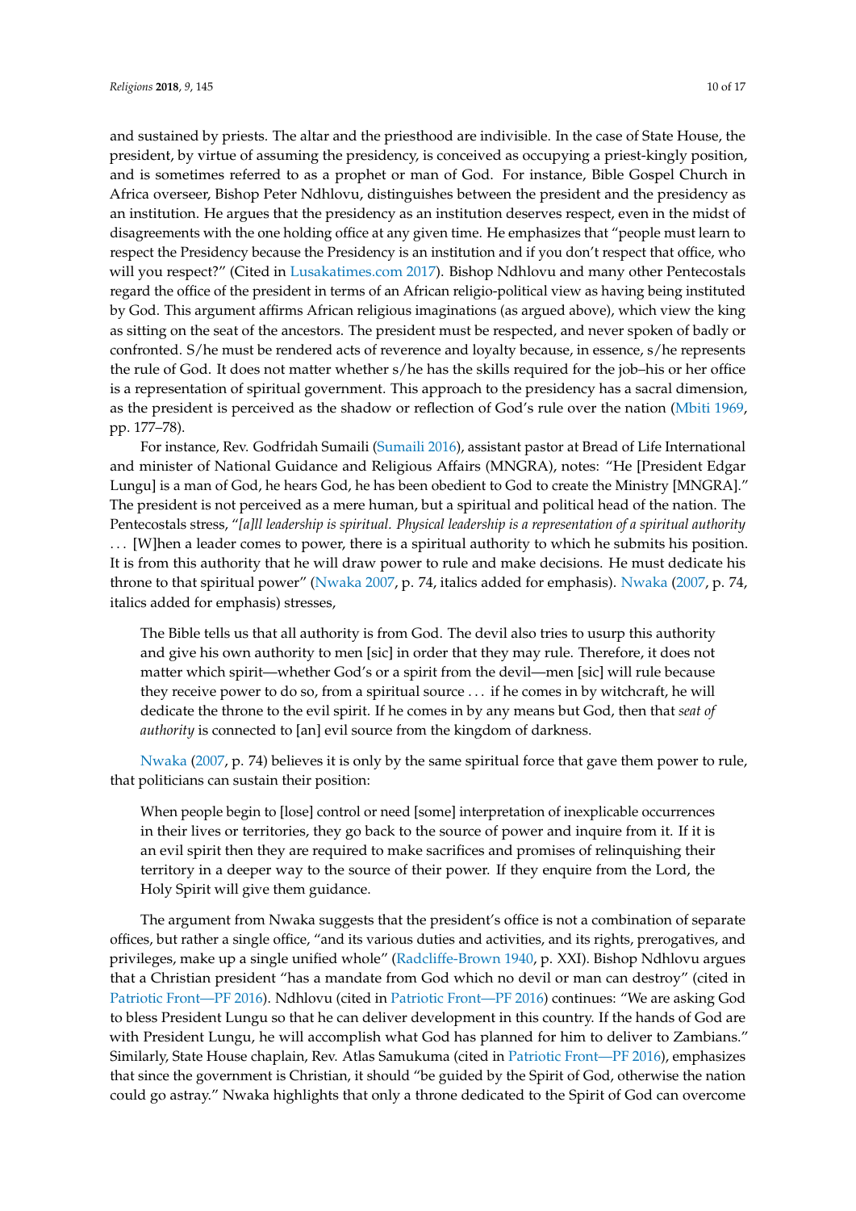and sustained by priests. The altar and the priesthood are indivisible. In the case of State House, the president, by virtue of assuming the presidency, is conceived as occupying a priest-kingly position, and is sometimes referred to as a prophet or man of God. For instance, Bible Gospel Church in Africa overseer, Bishop Peter Ndhlovu, distinguishes between the president and the presidency as an institution. He argues that the presidency as an institution deserves respect, even in the midst of disagreements with the one holding office at any given time. He emphasizes that "people must learn to respect the Presidency because the Presidency is an institution and if you don't respect that office, who will you respect?" (Cited in Lusakatimes.com 2017). Bishop Ndhlovu and many other Pentecostals regard the office of the president in terms of an African religio-political view as having being instituted by God. This argument affirms African religious imaginations (as argued above), which view the king as sitting on the seat of the ancestors. The president must be respected, and never spoken of badly or confronted. S/he must be rendered acts of reverence and loyalty because, in essence, s/he represents the rule of God. It does not matter whether s/he has the skills required for the job–his or her office is a representation of spiritual government. This approach to the presidency has a sacral dimension, as the president is perceived as the shadow or reflection of God's rule over the nation (Mbiti 1969, pp. 177–78).

For instance, Rev. Godfridah Sumaili (Sumaili 2016), assistant pastor at Bread of Life International and minister of National Guidance and Religious Affairs (MNGRA), notes: "He [President Edgar Lungu] is a man of God, he hears God, he has been obedient to God to create the Ministry [MNGRA]." The president is not perceived as a mere human, but a spiritual and political head of the nation. The Pentecostals stress, "*[a]ll leadership is spiritual. Physical leadership is a representation of a spiritual authority* ... [W]hen a leader comes to power, there is a spiritual authority to which he submits his position. It is from this authority that he will draw power to rule and make decisions. He must dedicate his throne to that spiritual power" (Nwaka 2007, p. 74, italics added for emphasis). Nwaka (2007, p. 74, italics added for emphasis) stresses,

> The Bible tells us that all authority is from God. The devil also tries to usurp this authority and give his own authority to men [sic] in order that they may rule. Therefore, it does not matter which spirit—whether God's or a spirit from the devil—men [sic] will rule because they receive power to do so, from a spiritual source ... if he comes in by witchcraft, he will dedicate the throne to the evil spirit. If he comes in by any means but God, then that *seat of authority* is connected to [an] evil source from the kingdom of darkness.

Nwaka (2007, p. 74) believes it is only by the same spiritual force that gave them power to rule, that politicians can sustain their position:

> When people begin to [lose] control or need [some] interpretation of inexplicable occurrences in their lives or territories, they go back to the source of power and inquire from it. If it is an evil spirit then they are required to make sacrifices and promises of relinquishing their territory in a deeper way to the source of their power. If they enquire from the Lord, the Holy Spirit will give them guidance.

The argument from Nwaka suggests that the president's office is not a combination of separate offices, but rather a single office, "and its various duties and activities, and its rights, prerogatives, and privileges, make up a single unified whole" (Radcliffe-Brown 1940, p. XXI). Bishop Ndhlovu argues that a Christian president "has a mandate from God which no devil or man can destroy" (cited in Patriotic Front—PF 2016). Ndhlovu (cited in Patriotic Front—PF 2016) continues: "We are asking God to bless President Lungu so that he can deliver development in this country. If the hands of God are with President Lungu, he will accomplish what God has planned for him to deliver to Zambians." Similarly, State House chaplain, Rev. Atlas Samukuma (cited in Patriotic Front—PF 2016), emphasizes that since the government is Christian, it should "be guided by the Spirit of God, otherwise the nation could go astray." Nwaka highlights that only a throne dedicated to the Spirit of God can overcome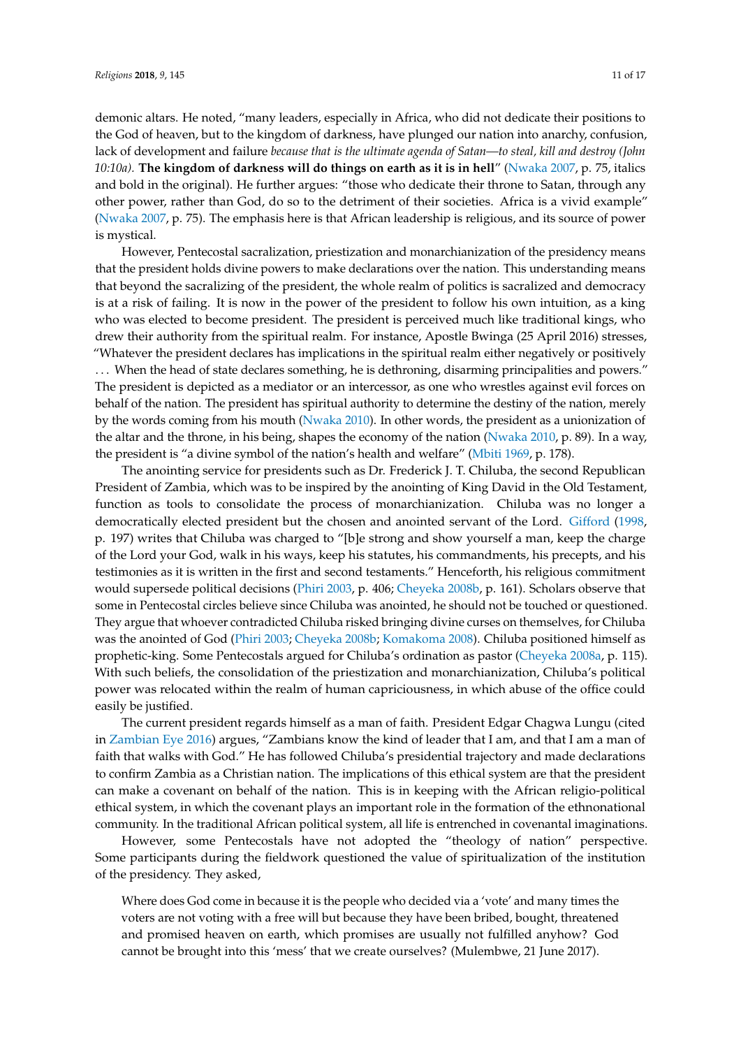demonic altars. He noted, "many leaders, especially in Africa, who did not dedicate their positions to the God of heaven, but to the kingdom of darkness, have plunged our nation into anarchy, confusion, lack of development and failure *because that is the ultimate agenda of Satan—to steal, kill and destroy (John 10:10a).* **The kingdom of darkness will do things on earth as it is in hell**" (Nwaka 2007, p. 75, italics and bold in the original). He further argues: "those who dedicate their throne to Satan, through any other power, rather than God, do so to the detriment of their societies. Africa is a vivid example" (Nwaka 2007, p. 75). The emphasis here is that African leadership is religious, and its source of power is mystical.

However, Pentecostal sacralization, priestization and monarchianization of the presidency means that the president holds divine powers to make declarations over the nation. This understanding means that beyond the sacralizing of the president, the whole realm of politics is sacralized and democracy is at a risk of failing. It is now in the power of the president to follow his own intuition, as a king who was elected to become president. The president is perceived much like traditional kings, who drew their authority from the spiritual realm. For instance, Apostle Bwinga (25 April 2016) stresses, "Whatever the president declares has implications in the spiritual realm either negatively or positively ... When the head of state declares something, he is dethroning, disarming principalities and powers." The president is depicted as a mediator or an intercessor, as one who wrestles against evil forces on behalf of the nation. The president has spiritual authority to determine the destiny of the nation, merely by the words coming from his mouth (Nwaka 2010). In other words, the president as a unionization of the altar and the throne, in his being, shapes the economy of the nation (Nwaka 2010, p. 89). In a way, the president is "a divine symbol of the nation's health and welfare" (Mbiti 1969, p. 178).

The anointing service for presidents such as Dr. Frederick J. T. Chiluba, the second Republican President of Zambia, which was to be inspired by the anointing of King David in the Old Testament, function as tools to consolidate the process of monarchianization. Chiluba was no longer a democratically elected president but the chosen and anointed servant of the Lord. Gifford (1998, p. 197) writes that Chiluba was charged to "[b]e strong and show yourself a man, keep the charge of the Lord your God, walk in his ways, keep his statutes, his commandments, his precepts, and his testimonies as it is written in the first and second testaments." Henceforth, his religious commitment would supersede political decisions (Phiri 2003, p. 406; Cheyeka 2008b, p. 161). Scholars observe that some in Pentecostal circles believe since Chiluba was anointed, he should not be touched or questioned. They argue that whoever contradicted Chiluba risked bringing divine curses on themselves, for Chiluba was the anointed of God (Phiri 2003; Cheyeka 2008b; Komakoma 2008). Chiluba positioned himself as prophetic-king. Some Pentecostals argued for Chiluba's ordination as pastor (Cheyeka 2008a, p. 115). With such beliefs, the consolidation of the priestization and monarchianization, Chiluba's political power was relocated within the realm of human capriciousness, in which abuse of the office could easily be justified.

The current president regards himself as a man of faith. President Edgar Chagwa Lungu (cited in Zambian Eye 2016) argues, "Zambians know the kind of leader that I am, and that I am a man of faith that walks with God." He has followed Chiluba's presidential trajectory and made declarations to confirm Zambia as a Christian nation. The implications of this ethical system are that the president can make a covenant on behalf of the nation. This is in keeping with the African religio-political ethical system, in which the covenant plays an important role in the formation of the ethnonational community. In the traditional African political system, all life is entrenched in covenantal imaginations.

However, some Pentecostals have not adopted the "theology of nation" perspective. Some participants during the fieldwork questioned the value of spiritualization of the institution of the presidency. They asked,

> Where does God come in because it is the people who decided via a 'vote' and many times the voters are not voting with a free will but because they have been bribed, bought, threatened and promised heaven on earth, which promises are usually not fulfilled anyhow? God cannot be brought into this 'mess' that we create ourselves? (Mulembwe, 21 June 2017).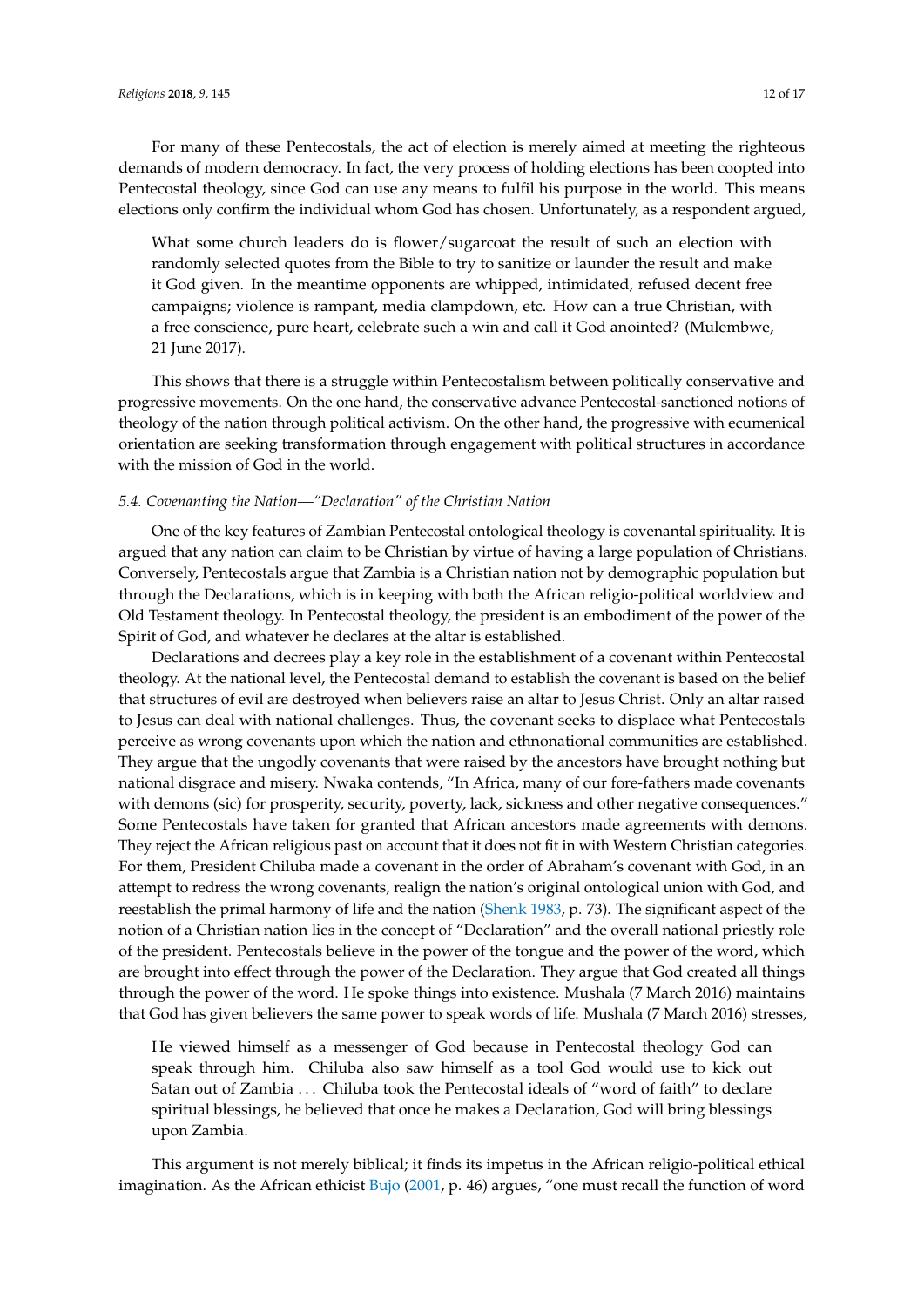For many of these Pentecostals, the act of election is merely aimed at meeting the righteous demands of modern democracy. In fact, the very process of holding elections has been coopted into Pentecostal theology, since God can use any means to fulfil his purpose in the world. This means elections only confirm the individual whom God has chosen. Unfortunately, as a respondent argued,

> What some church leaders do is flower/sugarcoat the result of such an election with randomly selected quotes from the Bible to try to sanitize or launder the result and make it God given. In the meantime opponents are whipped, intimidated, refused decent free campaigns; violence is rampant, media clampdown, etc. How can a true Christian, with a free conscience, pure heart, celebrate such a win and call it God anointed? (Mulembwe, 21 June 2017).

This shows that there is a struggle within Pentecostalism between politically conservative and progressive movements. On the one hand, the conservative advance Pentecostal-sanctioned notions of theology of the nation through political activism. On the other hand, the progressive with ecumenical orientation are seeking transformation through engagement with political structures in accordance with the mission of God in the world.

### *5.4. Covenanting the Nation—"Declaration" of the Christian Nation*

One of the key features of Zambian Pentecostal ontological theology is covenantal spirituality. It is argued that any nation can claim to be Christian by virtue of having a large population of Christians. Conversely, Pentecostals argue that Zambia is a Christian nation not by demographic population but through the Declarations, which is in keeping with both the African religio-political worldview and Old Testament theology. In Pentecostal theology, the president is an embodiment of the power of the Spirit of God, and whatever he declares at the altar is established.

Declarations and decrees play a key role in the establishment of a covenant within Pentecostal theology. At the national level, the Pentecostal demand to establish the covenant is based on the belief that structures of evil are destroyed when believers raise an altar to Jesus Christ. Only an altar raised to Jesus can deal with national challenges. Thus, the covenant seeks to displace what Pentecostals perceive as wrong covenants upon which the nation and ethnonational communities are established. They argue that the ungodly covenants that were raised by the ancestors have brought nothing but national disgrace and misery. Nwaka contends, "In Africa, many of our fore-fathers made covenants with demons (sic) for prosperity, security, poverty, lack, sickness and other negative consequences." Some Pentecostals have taken for granted that African ancestors made agreements with demons. They reject the African religious past on account that it does not fit in with Western Christian categories. For them, President Chiluba made a covenant in the order of Abraham's covenant with God, in an attempt to redress the wrong covenants, realign the nation's original ontological union with God, and reestablish the primal harmony of life and the nation (Shenk 1983, p. 73). The significant aspect of the notion of a Christian nation lies in the concept of "Declaration" and the overall national priestly role of the president. Pentecostals believe in the power of the tongue and the power of the word, which are brought into effect through the power of the Declaration. They argue that God created all things through the power of the word. He spoke things into existence. Mushala (7 March 2016) maintains that God has given believers the same power to speak words of life. Mushala (7 March 2016) stresses,

> He viewed himself as a messenger of God because in Pentecostal theology God can speak through him. Chiluba also saw himself as a tool God would use to kick out Satan out of Zambia ... Chiluba took the Pentecostal ideals of "word of faith" to declare spiritual blessings, he believed that once he makes a Declaration, God will bring blessings upon Zambia.

This argument is not merely biblical; it finds its impetus in the African religio-political ethical imagination. As the African ethicist Bujo (2001, p. 46) argues, "one must recall the function of word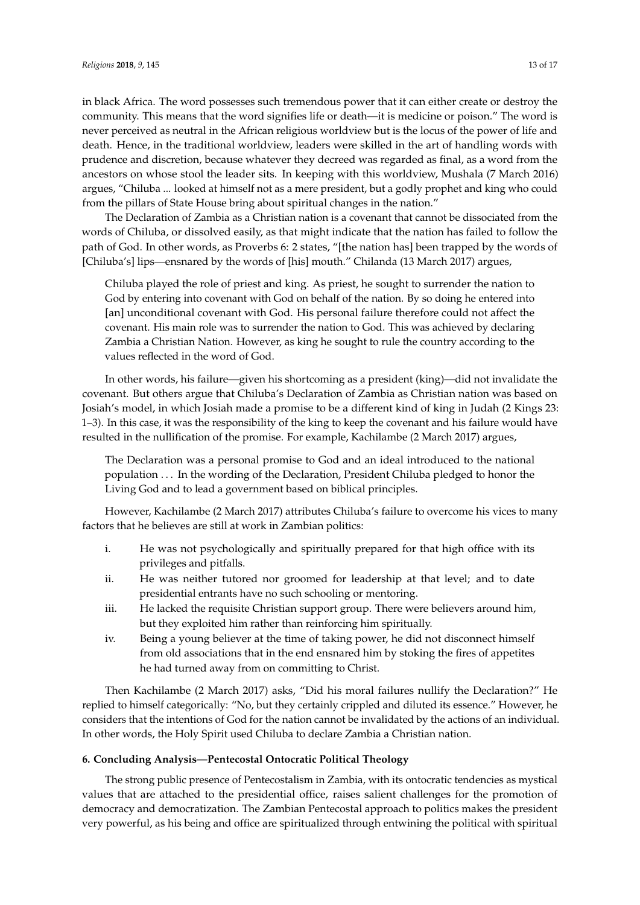in black Africa. The word possesses such tremendous power that it can either create or destroy the community. This means that the word signifies life or death—it is medicine or poison." The word is never perceived as neutral in the African religious worldview but is the locus of the power of life and death. Hence, in the traditional worldview, leaders were skilled in the art of handling words with prudence and discretion, because whatever they decreed was regarded as final, as a word from the ancestors on whose stool the leader sits. In keeping with this worldview, Mushala (7 March 2016) argues, "Chiluba ... looked at himself not as a mere president, but a godly prophet and king who could from the pillars of State House bring about spiritual changes in the nation."

The Declaration of Zambia as a Christian nation is a covenant that cannot be dissociated from the words of Chiluba, or dissolved easily, as that might indicate that the nation has failed to follow the path of God. In other words, as Proverbs 6: 2 states, "[the nation has] been trapped by the words of [Chiluba's] lips—ensnared by the words of [his] mouth." Chilanda (13 March 2017) argues,

> Chiluba played the role of priest and king. As priest, he sought to surrender the nation to God by entering into covenant with God on behalf of the nation. By so doing he entered into [an] unconditional covenant with God. His personal failure therefore could not affect the covenant. His main role was to surrender the nation to God. This was achieved by declaring Zambia a Christian Nation. However, as king he sought to rule the country according to the values reflected in the word of God.

In other words, his failure—given his shortcoming as a president (king)—did not invalidate the covenant. But others argue that Chiluba's Declaration of Zambia as Christian nation was based on Josiah's model, in which Josiah made a promise to be a different kind of king in Judah (2 Kings 23: 1–3). In this case, it was the responsibility of the king to keep the covenant and his failure would have resulted in the nullification of the promise. For example, Kachilambe (2 March 2017) argues,

> The Declaration was a personal promise to God and an ideal introduced to the national population . . . In the wording of the Declaration, President Chiluba pledged to honor the Living God and to lead a government based on biblical principles.

However, Kachilambe (2 March 2017) attributes Chiluba's failure to overcome his vices to many factors that he believes are still at work in Zambian politics:

i. He was not psychologically and spiritually prepared for that high office with its privileges and pitfalls.
ii. He was neither tutored nor groomed for leadership at that level; and to date presidential entrants have no such schooling or mentoring.
iii. He lacked the requisite Christian support group. There were believers around him, but they exploited him rather than reinforcing him spiritually.
iv. Being a young believer at the time of taking power, he did not disconnect himself from old associations that in the end ensnared him by stoking the fires of appetites he had turned away from on committing to Christ.

Then Kachilambe (2 March 2017) asks, "Did his moral failures nullify the Declaration?" He replied to himself categorically: "No, but they certainly crippled and diluted its essence." However, he considers that the intentions of God for the nation cannot be invalidated by the actions of an individual. In other words, the Holy Spirit used Chiluba to declare Zambia a Christian nation.

## 6. Concluding Analysis—Pentecostal Ontocratic Political Theology

The strong public presence of Pentecostalism in Zambia, with its ontocratic tendencies as mystical values that are attached to the presidential office, raises salient challenges for the promotion of democracy and democratization. The Zambian Pentecostal approach to politics makes the president very powerful, as his being and office are spiritualized through entwining the political with spiritual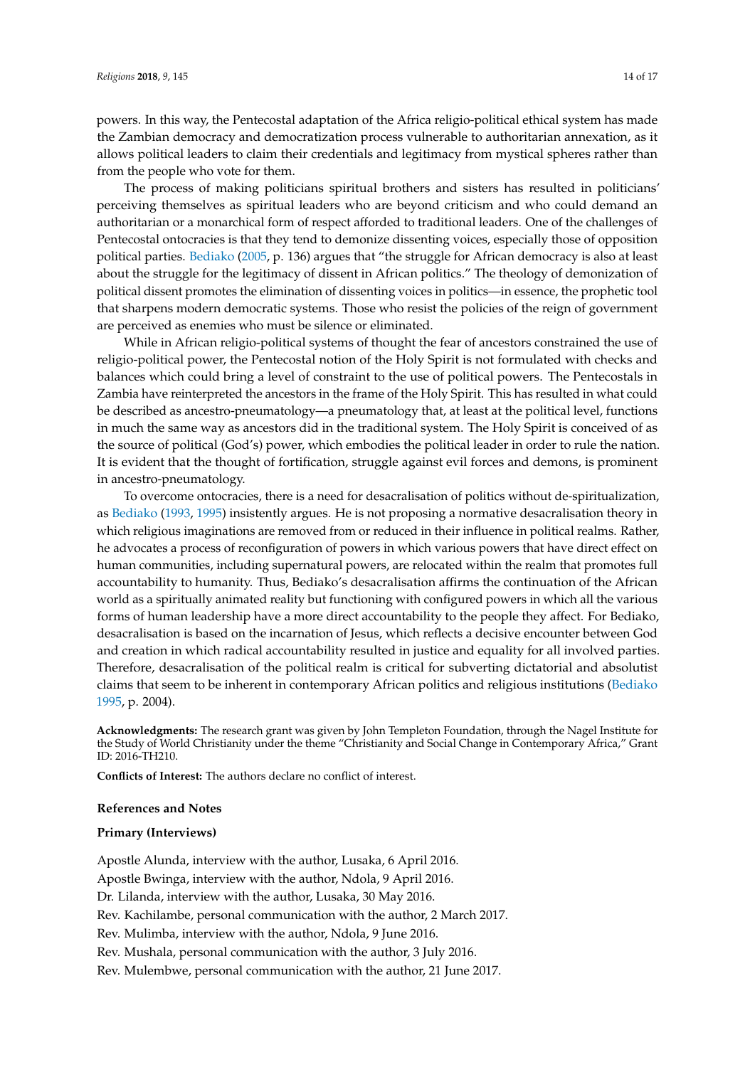powers. In this way, the Pentecostal adaptation of the Africa religio-political ethical system has made the Zambian democracy and democratization process vulnerable to authoritarian annexation, as it allows political leaders to claim their credentials and legitimacy from mystical spheres rather than from the people who vote for them.

The process of making politicians spiritual brothers and sisters has resulted in politicians' perceiving themselves as spiritual leaders who are beyond criticism and who could demand an authoritarian or a monarchical form of respect afforded to traditional leaders. One of the challenges of Pentecostal ontocracies is that they tend to demonize dissenting voices, especially those of opposition political parties. Bediako (2005, p. 136) argues that "the struggle for African democracy is also at least about the struggle for the legitimacy of dissent in African politics." The theology of demonization of political dissent promotes the elimination of dissenting voices in politics—in essence, the prophetic tool that sharpens modern democratic systems. Those who resist the policies of the reign of government are perceived as enemies who must be silence or eliminated.

While in African religio-political systems of thought the fear of ancestors constrained the use of religio-political power, the Pentecostal notion of the Holy Spirit is not formulated with checks and balances which could bring a level of constraint to the use of political powers. The Pentecostals in Zambia have reinterpreted the ancestors in the frame of the Holy Spirit. This has resulted in what could be described as ancestro-pneumatology—a pneumatology that, at least at the political level, functions in much the same way as ancestors did in the traditional system. The Holy Spirit is conceived of as the source of political (God's) power, which embodies the political leader in order to rule the nation. It is evident that the thought of fortification, struggle against evil forces and demons, is prominent in ancestro-pneumatology.

To overcome ontocracies, there is a need for desacralisation of politics without de-spiritualization, as Bediako (1993, 1995) insistently argues. He is not proposing a normative desacralisation theory in which religious imaginations are removed from or reduced in their influence in political realms. Rather, he advocates a process of reconfiguration of powers in which various powers that have direct effect on human communities, including supernatural powers, are relocated within the realm that promotes full accountability to humanity. Thus, Bediako's desacralisation affirms the continuation of the African world as a spiritually animated reality but functioning with configured powers in which all the various forms of human leadership have a more direct accountability to the people they affect. For Bediako, desacralisation is based on the incarnation of Jesus, which reflects a decisive encounter between God and creation in which radical accountability resulted in justice and equality for all involved parties. Therefore, desacralisation of the political realm is critical for subverting dictatorial and absolutist claims that seem to be inherent in contemporary African politics and religious institutions (Bediako 1995, p. 2004).

**Acknowledgments:** The research grant was given by John Templeton Foundation, through the Nagel Institute for the Study of World Christianity under the theme "Christianity and Social Change in Contemporary Africa," Grant ID: 2016-TH210.

**Conflicts of Interest:** The authors declare no conflict of interest.

## References and Notes

### Primary (Interviews)

Apostle Alunda, interview with the author, Lusaka, 6 April 2016.

Apostle Bwinga, interview with the author, Ndola, 9 April 2016.

Dr. Lilanda, interview with the author, Lusaka, 30 May 2016.

Rev. Kachilambe, personal communication with the author, 2 March 2017.

Rev. Mulimba, interview with the author, Ndola, 9 June 2016.

Rev. Mushala, personal communication with the author, 3 July 2016.

Rev. Mulembwe, personal communication with the author, 21 June 2017.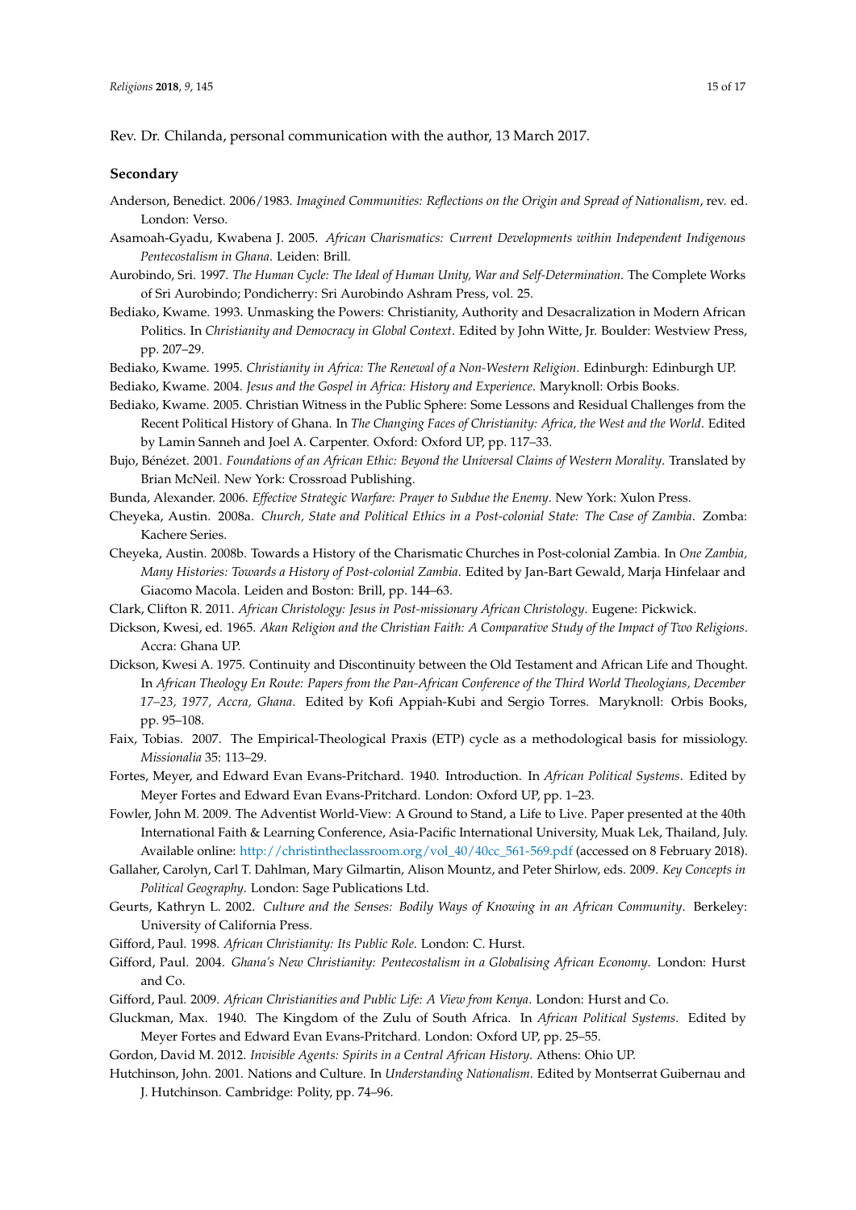Rev. Dr. Chilanda, personal communication with the author, 13 March 2017.

### Secondary

Anderson, Benedict. 2006/1983. *Imagined Communities: Reflections on the Origin and Spread of Nationalism*, rev. ed. London: Verso.

Asamoah-Gyadu, Kwabena J. 2005. *African Charismatics: Current Developments within Independent Indigenous Pentecostalism in Ghana*. Leiden: Brill.

Aurobindo, Sri. 1997. *The Human Cycle: The Ideal of Human Unity, War and Self-Determination*. The Complete Works of Sri Aurobindo; Pondicherry: Sri Aurobindo Ashram Press, vol. 25.

Bediako, Kwame. 1993. Unmasking the Powers: Christianity, Authority and Desacralization in Modern African Politics. In *Christianity and Democracy in Global Context*. Edited by John Witte, Jr. Boulder: Westview Press, pp. 207–29.

Bediako, Kwame. 1995. *Christianity in Africa: The Renewal of a Non-Western Religion*. Edinburgh: Edinburgh UP.

Bediako, Kwame. 2004. *Jesus and the Gospel in Africa: History and Experience*. Maryknoll: Orbis Books.

Bediako, Kwame. 2005. Christian Witness in the Public Sphere: Some Lessons and Residual Challenges from the Recent Political History of Ghana. In *The Changing Faces of Christianity: Africa, the West and the World*. Edited by Lamin Sanneh and Joel A. Carpenter. Oxford: Oxford UP, pp. 117–33.

Bujo, Bénézet. 2001. *Foundations of an African Ethic: Beyond the Universal Claims of Western Morality*. Translated by Brian McNeil. New York: Crossroad Publishing.

Bunda, Alexander. 2006. *Effective Strategic Warfare: Prayer to Subdue the Enemy*. New York: Xulon Press.

Cheyeka, Austin. 2008a. *Church, State and Political Ethics in a Post-colonial State: The Case of Zambia*. Zomba: Kachere Series.

Cheyeka, Austin. 2008b. Towards a History of the Charismatic Churches in Post-colonial Zambia. In *One Zambia, Many Histories: Towards a History of Post-colonial Zambia*. Edited by Jan-Bart Gewald, Marja Hinfelaar and Giacomo Macola. Leiden and Boston: Brill, pp. 144–63.

Clark, Clifton R. 2011. *African Christology: Jesus in Post-missionary African Christology*. Eugene: Pickwick.

Dickson, Kwesi, ed. 1965. *Akan Religion and the Christian Faith: A Comparative Study of the Impact of Two Religions*. Accra: Ghana UP.

Dickson, Kwesi A. 1975. Continuity and Discontinuity between the Old Testament and African Life and Thought. In *African Theology En Route: Papers from the Pan-African Conference of the Third World Theologians, December 17–23, 1977, Accra, Ghana*. Edited by Kofi Appiah-Kubi and Sergio Torres. Maryknoll: Orbis Books, pp. 95–108.

Faix, Tobias. 2007. The Empirical-Theological Praxis (ETP) cycle as a methodological basis for missiology. *Missionalia* 35: 113–29.

Fortes, Meyer, and Edward Evan Evans-Pritchard. 1940. Introduction. In *African Political Systems*. Edited by Meyer Fortes and Edward Evan Evans-Pritchard. London: Oxford UP, pp. 1–23.

Fowler, John M. 2009. The Adventist World-View: A Ground to Stand, a Life to Live. Paper presented at the 40th International Faith & Learning Conference, Asia-Pacific International University, Muak Lek, Thailand, July. Available online: http://christintheclassroom.org/vol_40/40cc_561-569.pdf (accessed on 8 February 2018).

Gallaher, Carolyn, Carl T. Dahlman, Mary Gilmartin, Alison Mountz, and Peter Shirlow, eds. 2009. *Key Concepts in Political Geography*. London: Sage Publications Ltd.

Geurts, Kathryn L. 2002. *Culture and the Senses: Bodily Ways of Knowing in an African Community*. Berkeley: University of California Press.

Gifford, Paul. 1998. *African Christianity: Its Public Role*. London: C. Hurst.

Gifford, Paul. 2004. *Ghana's New Christianity: Pentecostalism in a Globalising African Economy*. London: Hurst and Co.

Gifford, Paul. 2009. *African Christianities and Public Life: A View from Kenya*. London: Hurst and Co.

Gluckman, Max. 1940. The Kingdom of the Zulu of South Africa. In *African Political Systems*. Edited by Meyer Fortes and Edward Evan Evans-Pritchard. London: Oxford UP, pp. 25–55.

Gordon, David M. 2012. *Invisible Agents: Spirits in a Central African History*. Athens: Ohio UP.

Hutchinson, John. 2001. Nations and Culture. In *Understanding Nationalism*. Edited by Montserrat Guibernau and J. Hutchinson. Cambridge: Polity, pp. 74–96.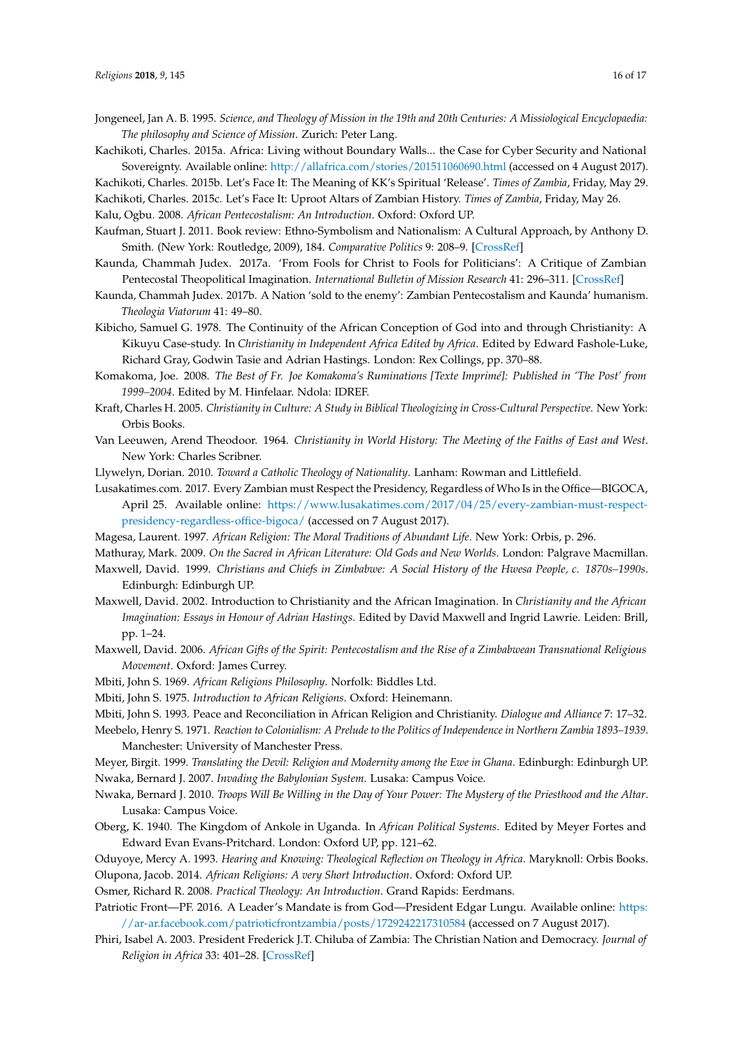Jongeneel, Jan A. B. 1995. *Science, and Theology of Mission in the 19th and 20th Centuries: A Missiological Encyclopaedia: The philosophy and Science of Mission*. Zurich: Peter Lang.

Kachikoti, Charles. 2015a. Africa: Living without Boundary Walls... the Case for Cyber Security and National Sovereignty. Available online: http://allafrica.com/stories/201511060690.html (accessed on 4 August 2017).

Kachikoti, Charles. 2015b. Let's Face It: The Meaning of KK's Spiritual 'Release'. *Times of Zambia*, Friday, May 29.

Kachikoti, Charles. 2015c. Let's Face It: Uproot Altars of Zambian History. *Times of Zambia*, Friday, May 26.

Kalu, Ogbu. 2008. *African Pentecostalism: An Introduction*. Oxford: Oxford UP.

Kaufman, Stuart J. 2011. Book review: Ethno-Symbolism and Nationalism: A Cultural Approach, by Anthony D. Smith. (New York: Routledge, 2009), 184. *Comparative Politics* 9: 208–9. [CrossRef]

Kaunda, Chammah Judex. 2017a. 'From Fools for Christ to Fools for Politicians': A Critique of Zambian Pentecostal Theopolitical Imagination. *International Bulletin of Mission Research* 41: 296–311. [CrossRef]

Kaunda, Chammah Judex. 2017b. A Nation 'sold to the enemy': Zambian Pentecostalism and Kaunda' humanism. *Theologia Viatorum* 41: 49–80.

Kibicho, Samuel G. 1978. The Continuity of the African Conception of God into and through Christianity: A Kikuyu Case-study. In *Christianity in Independent Africa Edited by Africa*. Edited by Edward Fashole-Luke, Richard Gray, Godwin Tasie and Adrian Hastings. London: Rex Collings, pp. 370–88.

Komakoma, Joe. 2008. *The Best of Fr. Joe Komakoma's Ruminations [Texte Imprimé]: Published in 'The Post' from 1999–2004*. Edited by M. Hinfelaar. Ndola: IDREF.

Kraft, Charles H. 2005. *Christianity in Culture: A Study in Biblical Theologizing in Cross-Cultural Perspective*. New York: Orbis Books.

Van Leeuwen, Arend Theodoor. 1964. *Christianity in World History: The Meeting of the Faiths of East and West*. New York: Charles Scribner.

Llywelyn, Dorian. 2010. *Toward a Catholic Theology of Nationality*. Lanham: Rowman and Littlefield.

Lusakatimes.com. 2017. Every Zambian must Respect the Presidency, Regardless of Who Is in the Office—BIGOCA, April 25. Available online: https://www.lusakatimes.com/2017/04/25/every-zambian-must-respect-presidency-regardless-office-bigoca/ (accessed on 7 August 2017).

Magesa, Laurent. 1997. *African Religion: The Moral Traditions of Abundant Life*. New York: Orbis, p. 296.

Mathuray, Mark. 2009. *On the Sacred in African Literature: Old Gods and New Worlds*. London: Palgrave Macmillan.

Maxwell, David. 1999. *Christians and Chiefs in Zimbabwe: A Social History of the Hwesa People, c. 1870s–1990s*. Edinburgh: Edinburgh UP.

Maxwell, David. 2002. Introduction to Christianity and the African Imagination. In *Christianity and the African Imagination: Essays in Honour of Adrian Hastings*. Edited by David Maxwell and Ingrid Lawrie. Leiden: Brill, pp. 1–24.

Maxwell, David. 2006. *African Gifts of the Spirit: Pentecostalism and the Rise of a Zimbabwean Transnational Religious Movement*. Oxford: James Currey.

Mbiti, John S. 1969. *African Religions Philosophy*. Norfolk: Biddles Ltd.

Mbiti, John S. 1975. *Introduction to African Religions*. Oxford: Heinemann.

Mbiti, John S. 1993. Peace and Reconciliation in African Religion and Christianity. *Dialogue and Alliance* 7: 17–32.

Meebelo, Henry S. 1971. *Reaction to Colonialism: A Prelude to the Politics of Independence in Northern Zambia 1893–1939*. Manchester: University of Manchester Press.

Meyer, Birgit. 1999. *Translating the Devil: Religion and Modernity among the Ewe in Ghana*. Edinburgh: Edinburgh UP.

Nwaka, Bernard J. 2007. *Invading the Babylonian System*. Lusaka: Campus Voice.

Nwaka, Bernard J. 2010. *Troops Will Be Willing in the Day of Your Power: The Mystery of the Priesthood and the Altar*. Lusaka: Campus Voice.

Oberg, K. 1940. The Kingdom of Ankole in Uganda. In *African Political Systems*. Edited by Meyer Fortes and Edward Evan Evans-Pritchard. London: Oxford UP, pp. 121–62.

Oduyoye, Mercy A. 1993. *Hearing and Knowing: Theological Reflection on Theology in Africa*. Maryknoll: Orbis Books.

Olupona, Jacob. 2014. *African Religions: A very Short Introduction*. Oxford: Oxford UP.

Osmer, Richard R. 2008. *Practical Theology: An Introduction*. Grand Rapids: Eerdmans.

Patriotic Front—PF. 2016. A Leader's Mandate is from God—President Edgar Lungu. Available online: https://ar-ar.facebook.com/patrioticfrontzambia/posts/1729242217310584 (accessed on 7 August 2017).

Phiri, Isabel A. 2003. President Frederick J.T. Chiluba of Zambia: The Christian Nation and Democracy. *Journal of Religion in Africa* 33: 401–28. [CrossRef]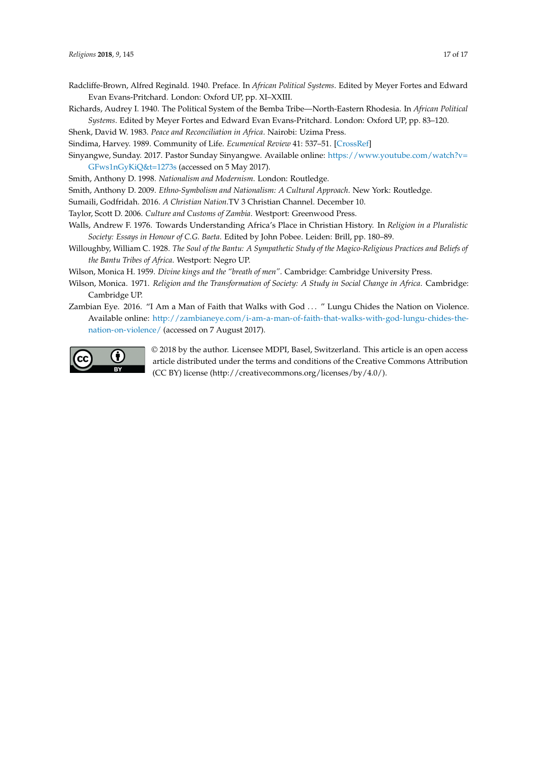Radcliffe-Brown, Alfred Reginald. 1940. Preface. In *African Political Systems*. Edited by Meyer Fortes and Edward Evan Evans-Pritchard. London: Oxford UP, pp. XI–XXIII.

Richards, Audrey I. 1940. The Political System of the Bemba Tribe—North-Eastern Rhodesia. In *African Political Systems*. Edited by Meyer Fortes and Edward Evan Evans-Pritchard. London: Oxford UP, pp. 83–120.

Shenk, David W. 1983. *Peace and Reconciliation in Africa*. Nairobi: Uzima Press.

Sindima, Harvey. 1989. Community of Life. *Ecumenical Review* 41: 537–51. [CrossRef]

Sinyangwe, Sunday. 2017. Pastor Sunday Sinyangwe. Available online: https://www.youtube.com/watch?v=GFws1nGyKiQ&t=1273s (accessed on 5 May 2017).

Smith, Anthony D. 1998. *Nationalism and Modernism*. London: Routledge.

Smith, Anthony D. 2009. *Ethno-Symbolism and Nationalism: A Cultural Approach*. New York: Routledge.

Sumaili, Godfridah. 2016. *A Christian Nation*.TV 3 Christian Channel. December 10.

Taylor, Scott D. 2006. *Culture and Customs of Zambia*. Westport: Greenwood Press.

Walls, Andrew F. 1976. Towards Understanding Africa's Place in Christian History. In *Religion in a Pluralistic Society: Essays in Honour of C.G. Baeta*. Edited by John Pobee. Leiden: Brill, pp. 180–89.

Willoughby, William C. 1928. *The Soul of the Bantu: A Sympathetic Study of the Magico-Religious Practices and Beliefs of the Bantu Tribes of Africa*. Westport: Negro UP.

Wilson, Monica H. 1959. *Divine kings and the "breath of men"*. Cambridge: Cambridge University Press.

Wilson, Monica. 1971. *Religion and the Transformation of Society: A Study in Social Change in Africa*. Cambridge: Cambridge UP.

Zambian Eye. 2016. "I Am a Man of Faith that Walks with God ... " Lungu Chides the Nation on Violence. Available online: http://zambianeye.com/i-am-a-man-of-faith-that-walks-with-god-lungu-chides-the-nation-on-violence/ (accessed on 7 August 2017).

© 2018 by the author. Licensee MDPI, Basel, Switzerland. This article is an open access article distributed under the terms and conditions of the Creative Commons Attribution (CC BY) license (http://creativecommons.org/licenses/by/4.0/).